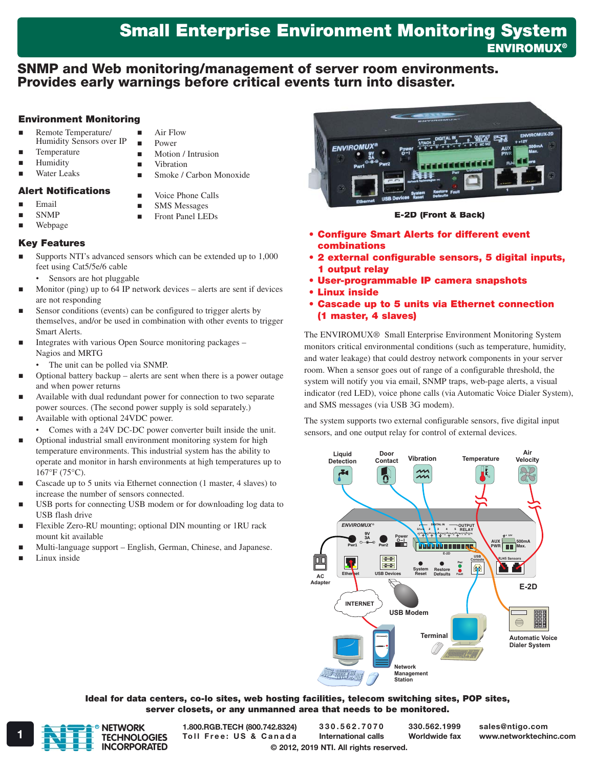# Small Enterprise Environment Monitoring System

**ENVIROMUX®**

## SNMP and Web monitoring/management of server room environments. Provides early warnings before critical events turn into disaster.

### Environment Monitoring

- Remote Temperature/ Humidity Sensors over IP
- Temperature
- Humidity
- Water Leaks
- Air Flow
- Power
- Motion / Intrusion
- Vibration
- Smoke / Carbon Monoxide

### Alert Notifications

- Email
- SNMP
- Webpage
- Voice Phone Calls
- SMS Messages
- Front Panel LEDs

### Key Features

- Supports NTI's advanced sensors which can be extended up to 1,000 feet using Cat5/5e/6 cable
  - Sensors are hot pluggable
- Monitor (ping) up to 64 IP network devices – alerts are sent if devices are not responding
- Sensor conditions (events) can be configured to trigger alerts by themselves, and/or be used in combination with other events to trigger Smart Alerts.
- Integrates with various Open Source monitoring packages – Nagios and MRTG
  - The unit can be polled via SNMP.
- Optional battery backup – alerts are sent when there is a power outage and when power returns
- Available with dual redundant power for connection to two separate power sources. (The second power supply is sold separately.)
- Available with optional 24VDC power.
  - Comes with a 24V DC-DC power converter built inside the unit.
- Optional industrial small environment monitoring system for high temperature environments. This industrial system has the ability to operate and monitor in harsh environments at high temperatures up to 167°F (75°C).
- Cascade up to 5 units via Ethernet connection (1 master, 4 slaves) to increase the number of sensors connected.
- USB ports for connecting USB modem or for downloading log data to USB flash drive
- Flexible Zero-RU mounting; optional DIN mounting or 1RU rack mount kit available
- Multi-language support – English, German, Chinese, and Japanese.
- Linux inside

**E-2D (Front & Back)**

- **Configure Smart Alerts for different event combinations**
- **2 external configurable sensors, 5 digital inputs, 1 output relay**
- **User-programmable IP camera snapshots**
- **Linux inside**
- **Cascade up to 5 units via Ethernet connection (1 master, 4 slaves)**

The ENVIROMUX® Small Enterprise Environment Monitoring System monitors critical environmental conditions (such as temperature, humidity, and water leakage) that could destroy network components in your server room. When a sensor goes out of range of a configurable threshold, the system will notify you via email, SNMP traps, web-page alerts, a visual indicator (red LED), voice phone calls (via Automatic Voice Dialer System), and SMS messages (via USB 3G modem).

The system supports two external configurable sensors, five digital input sensors, and one output relay for control of external devices.

**Ideal for data centers, co-lo sites, web hosting facilities, telecom switching sites, POP sites, server closets, or any unmanned area that needs to be monitored.**

NETWORK TECHNOLOGIES INCORPORATED

1.800.RGB.TECH (800.742.8324) Toll Free: US & Canada | 330.562.7070 International calls | 330.562.1999 Worldwide fax | sales@ntigo.com www.networktechinc.com

© 2012, 2019 NTI. All rights reserved.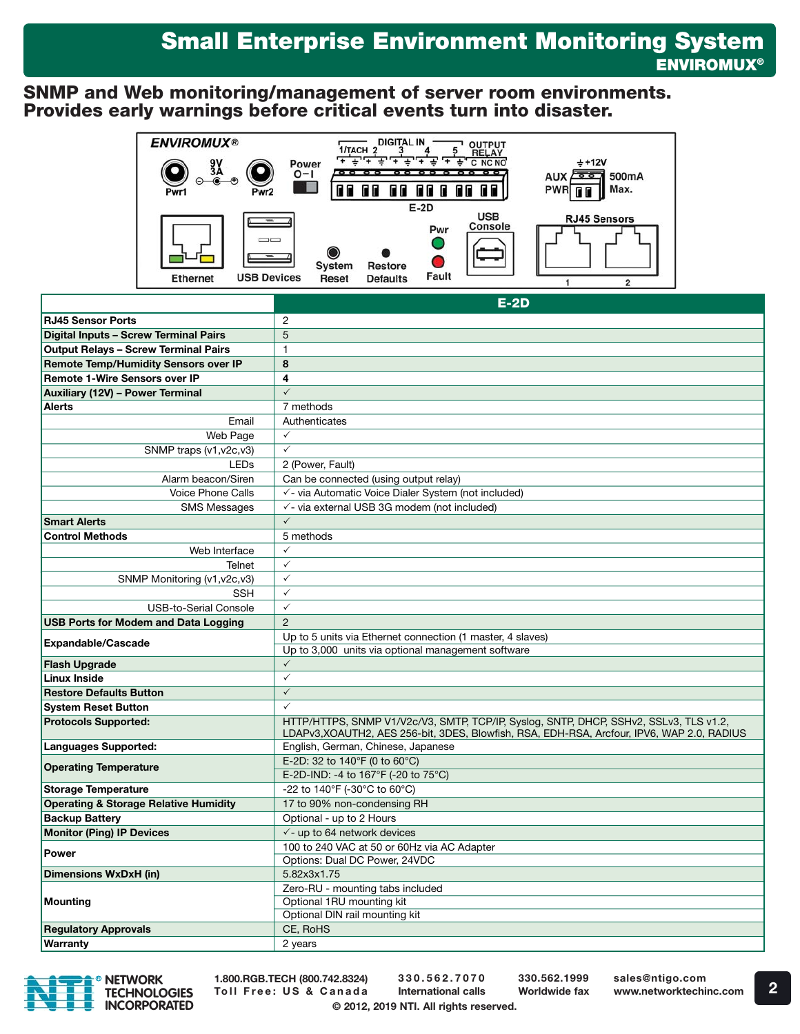# Small Enterprise Environment Monitoring System

**ENVIROMUX®**

## SNMP and Web monitoring/management of server room environments. Provides early warnings before critical events turn into disaster.

ENVIROMUX®

9V 3A

Pwr1 Pwr2

Power O−I

DIGITAL IN

1/TACH 2 3 4 5

OUTPUT RELAY

C NC NO

E-2D

+12V

AUX PWR

500mA Max.

Ethernet

USB Devices

System Reset

Restore Defaults

Pwr

Fault

USB Console

RJ45 Sensors

1 2

| | E-2D |
|---|---|
| **RJ45 Sensor Ports** | 2 |
| **Digital Inputs – Screw Terminal Pairs** | 5 |
| **Output Relays – Screw Terminal Pairs** | 1 |
| **Remote Temp/Humidity Sensors over IP** | **8** |
| **Remote 1-Wire Sensors over IP** | **4** |
| **Auxiliary (12V) – Power Terminal** | ✓ |
| **Alerts** | 7 methods |
| Email | Authenticates |
| Web Page | ✓ |
| SNMP traps (v1,v2c,v3) | ✓ |
| LEDs | 2 (Power, Fault) |
| Alarm beacon/Siren | Can be connected (using output relay) |
| Voice Phone Calls | ✓- via Automatic Voice Dialer System (not included) |
| SMS Messages | ✓- via external USB 3G modem (not included) |
| **Smart Alerts** | ✓ |
| **Control Methods** | 5 methods |
| Web Interface | ✓ |
| Telnet | ✓ |
| SNMP Monitoring (v1,v2c,v3) | ✓ |
| SSH | ✓ |
| USB-to-Serial Console | ✓ |
| **USB Ports for Modem and Data Logging** | 2 |
| **Expandable/Cascade** | Up to 5 units via Ethernet connection (1 master, 4 slaves)<br>Up to 3,000 units via optional management software |
| **Flash Upgrade** | ✓ |
| **Linux Inside** | ✓ |
| **Restore Defaults Button** | ✓ |
| **System Reset Button** | ✓ |
| **Protocols Supported:** | HTTP/HTTPS, SNMP V1/V2c/V3, SMTP, TCP/IP, Syslog, SNTP, DHCP, SSHv2, SSLv3, TLS v1.2, LDAPv3,XOAUTH2, AES 256-bit, 3DES, Blowfish, RSA, EDH-RSA, Arcfour, IPV6, WAP 2.0, RADIUS |
| **Languages Supported:** | English, German, Chinese, Japanese |
| **Operating Temperature** | E-2D: 32 to 140°F (0 to 60°C)<br>E-2D-IND: -4 to 167°F (-20 to 75°C) |
| **Storage Temperature** | -22 to 140°F (-30°C to 60°C) |
| **Operating & Storage Relative Humidity** | 17 to 90% non-condensing RH |
| **Backup Battery** | Optional - up to 2 Hours |
| **Monitor (Ping) IP Devices** | ✓- up to 64 network devices |
| **Power** | 100 to 240 VAC at 50 or 60Hz via AC Adapter<br>Options: Dual DC Power, 24VDC |
| **Dimensions WxDxH (in)** | 5.82x3x1.75 |
| **Mounting** | Zero-RU - mounting tabs included<br>Optional 1RU mounting kit<br>Optional DIN rail mounting kit |
| **Regulatory Approvals** | CE, RoHS |
| **Warranty** | 2 years |

NTI® NETWORK TECHNOLOGIES INCORPORATED

1.800.RGB.TECH (800.742.8324) Toll Free: US & Canada | 330.562.7070 International calls | 330.562.1999 Worldwide fax | sales@ntigo.com www.networktechinc.com

© 2012, 2019 NTI. All rights reserved.